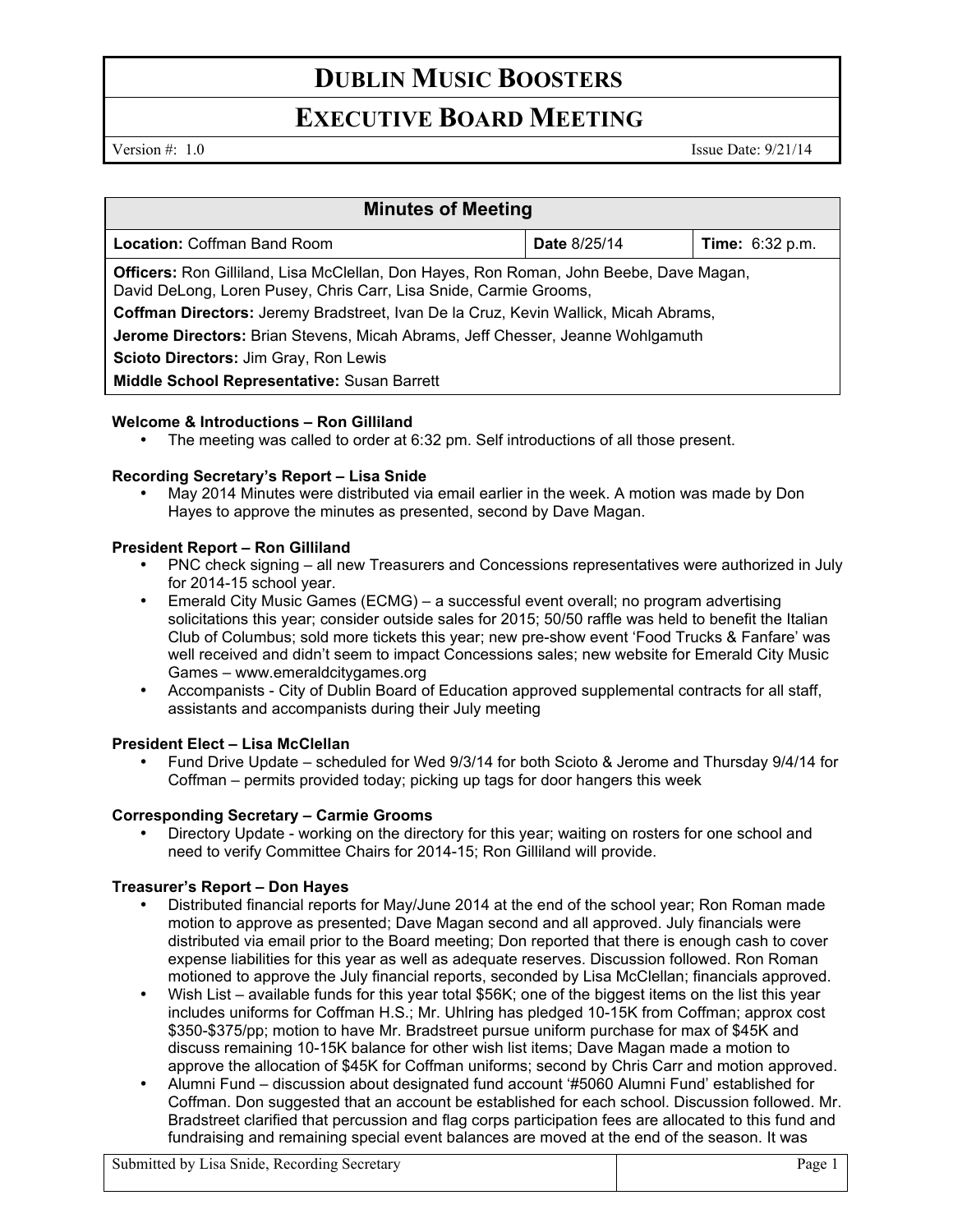# DUBLIN MUSIC BOOSTERS

## EXECUTIVE BOARD MEETING

Version #: 1.0 Issue Date: 9/21/14

| Minutes of Meeting | | |
|---|---|---|
| **Location:** Coffman Band Room | **Date** 8/25/14 | **Time:** 6:32 p.m. |
| **Officers:** Ron Gilliland, Lisa McClellan, Don Hayes, Ron Roman, John Beebe, Dave Magan, David DeLong, Loren Pusey, Chris Carr, Lisa Snide, Carmie Grooms, | | |
| **Coffman Directors:** Jeremy Bradstreet, Ivan De la Cruz, Kevin Wallick, Micah Abrams, | | |
| **Jerome Directors:** Brian Stevens, Micah Abrams, Jeff Chesser, Jeanne Wohlgamuth | | |
| **Scioto Directors:** Jim Gray, Ron Lewis | | |
| **Middle School Representative:** Susan Barrett | | |

**Welcome & Introductions – Ron Gilliland**

- The meeting was called to order at 6:32 pm. Self introductions of all those present.

**Recording Secretary's Report – Lisa Snide**

- May 2014 Minutes were distributed via email earlier in the week. A motion was made by Don Hayes to approve the minutes as presented, second by Dave Magan.

**President Report – Ron Gilliland**

- PNC check signing – all new Treasurers and Concessions representatives were authorized in July for 2014-15 school year.
- Emerald City Music Games (ECMG) – a successful event overall; no program advertising solicitations this year; consider outside sales for 2015; 50/50 raffle was held to benefit the Italian Club of Columbus; sold more tickets this year; new pre-show event 'Food Trucks & Fanfare' was well received and didn't seem to impact Concessions sales; new website for Emerald City Music Games – www.emeraldcitygames.org
- Accompanists - City of Dublin Board of Education approved supplemental contracts for all staff, assistants and accompanists during their July meeting

**President Elect – Lisa McClellan**

- Fund Drive Update – scheduled for Wed 9/3/14 for both Scioto & Jerome and Thursday 9/4/14 for Coffman – permits provided today; picking up tags for door hangers this week

**Corresponding Secretary – Carmie Grooms**

- Directory Update - working on the directory for this year; waiting on rosters for one school and need to verify Committee Chairs for 2014-15; Ron Gilliland will provide.

**Treasurer's Report – Don Hayes**

- Distributed financial reports for May/June 2014 at the end of the school year; Ron Roman made motion to approve as presented; Dave Magan second and all approved. July financials were distributed via email prior to the Board meeting; Don reported that there is enough cash to cover expense liabilities for this year as well as adequate reserves. Discussion followed. Ron Roman motioned to approve the July financial reports, seconded by Lisa McClellan; financials approved.
- Wish List – available funds for this year total $56K; one of the biggest items on the list this year includes uniforms for Coffman H.S.; Mr. Uhlring has pledged 10-15K from Coffman; approx cost $350-$375/pp; motion to have Mr. Bradstreet pursue uniform purchase for max of $45K and discuss remaining 10-15K balance for other wish list items; Dave Magan made a motion to approve the allocation of $45K for Coffman uniforms; second by Chris Carr and motion approved.
- Alumni Fund – discussion about designated fund account '#5060 Alumni Fund' established for Coffman. Don suggested that an account be established for each school. Discussion followed. Mr. Bradstreet clarified that percussion and flag corps participation fees are allocated to this fund and fundraising and remaining special event balances are moved at the end of the season. It was

Submitted by Lisa Snide, Recording Secretary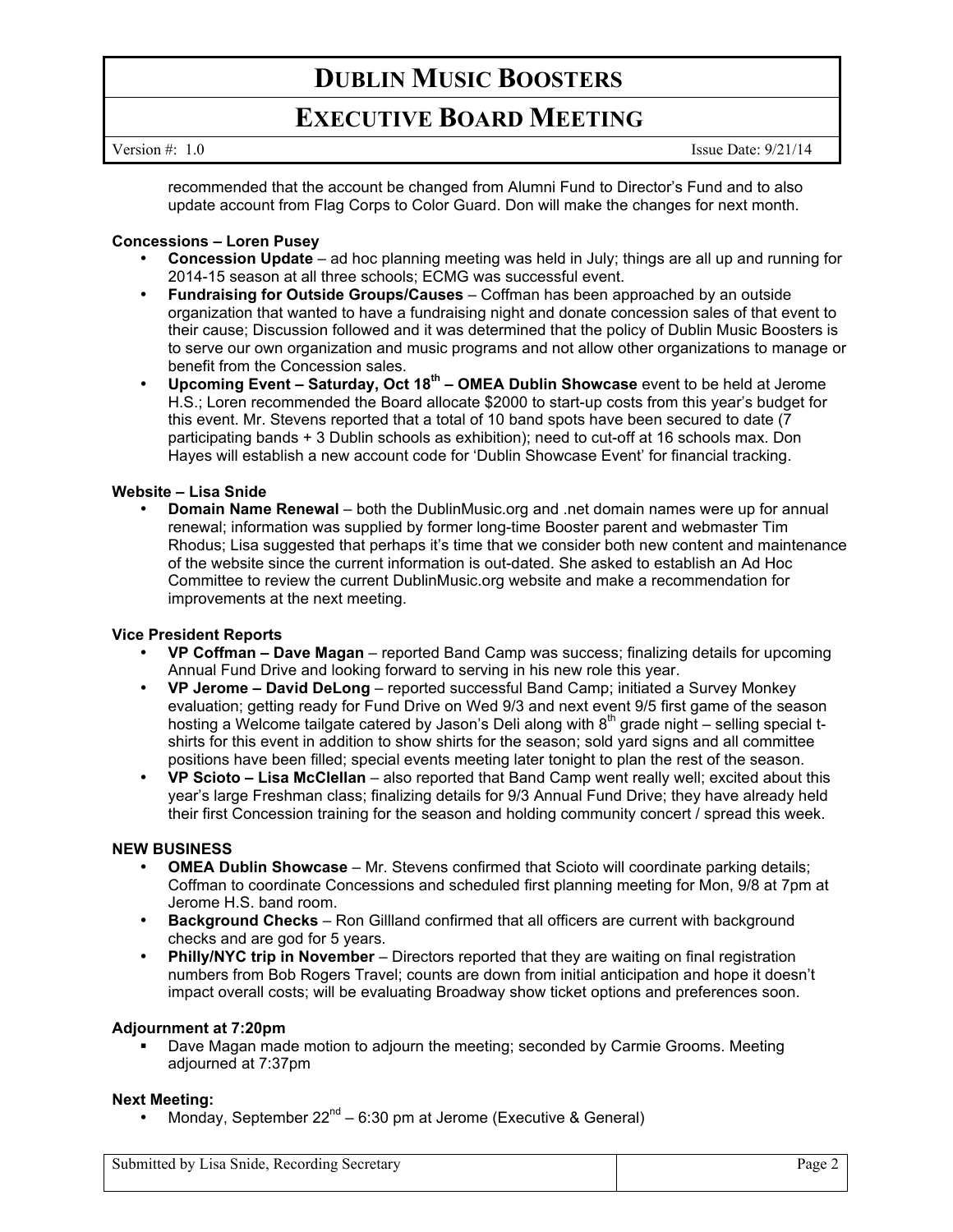recommended that the account be changed from Alumni Fund to Director's Fund and to also update account from Flag Corps to Color Guard. Don will make the changes for next month.

**Concessions – Loren Pusey**

- **Concession Update** – ad hoc planning meeting was held in July; things are all up and running for 2014-15 season at all three schools; ECMG was successful event.
- **Fundraising for Outside Groups/Causes** – Coffman has been approached by an outside organization that wanted to have a fundraising night and donate concession sales of that event to their cause; Discussion followed and it was determined that the policy of Dublin Music Boosters is to serve our own organization and music programs and not allow other organizations to manage or benefit from the Concession sales.
- **Upcoming Event – Saturday, Oct 18th – OMEA Dublin Showcase** event to be held at Jerome H.S.; Loren recommended the Board allocate $2000 to start-up costs from this year's budget for this event. Mr. Stevens reported that a total of 10 band spots have been secured to date (7 participating bands + 3 Dublin schools as exhibition); need to cut-off at 16 schools max. Don Hayes will establish a new account code for 'Dublin Showcase Event' for financial tracking.

**Website – Lisa Snide**

- **Domain Name Renewal** – both the DublinMusic.org and .net domain names were up for annual renewal; information was supplied by former long-time Booster parent and webmaster Tim Rhodus; Lisa suggested that perhaps it's time that we consider both new content and maintenance of the website since the current information is out-dated. She asked to establish an Ad Hoc Committee to review the current DublinMusic.org website and make a recommendation for improvements at the next meeting.

**Vice President Reports**

- **VP Coffman – Dave Magan** – reported Band Camp was success; finalizing details for upcoming Annual Fund Drive and looking forward to serving in his new role this year.
- **VP Jerome – David DeLong** – reported successful Band Camp; initiated a Survey Monkey evaluation; getting ready for Fund Drive on Wed 9/3 and next event 9/5 first game of the season hosting a Welcome tailgate catered by Jason's Deli along with 8th grade night – selling special t-shirts for this event in addition to show shirts for the season; sold yard signs and all committee positions have been filled; special events meeting later tonight to plan the rest of the season.
- **VP Scioto – Lisa McClellan** – also reported that Band Camp went really well; excited about this year's large Freshman class; finalizing details for 9/3 Annual Fund Drive; they have already held their first Concession training for the season and holding community concert / spread this week.

**NEW BUSINESS**

- **OMEA Dublin Showcase** – Mr. Stevens confirmed that Scioto will coordinate parking details; Coffman to coordinate Concessions and scheduled first planning meeting for Mon, 9/8 at 7pm at Jerome H.S. band room.
- **Background Checks** – Ron Gillland confirmed that all officers are current with background checks and are god for 5 years.
- **Philly/NYC trip in November** – Directors reported that they are waiting on final registration numbers from Bob Rogers Travel; counts are down from initial anticipation and hope it doesn't impact overall costs; will be evaluating Broadway show ticket options and preferences soon.

**Adjournment at 7:20pm**

- Dave Magan made motion to adjourn the meeting; seconded by Carmie Grooms. Meeting adjourned at 7:37pm

**Next Meeting:**

- Monday, September 22nd – 6:30 pm at Jerome (Executive & General)

Submitted by Lisa Snide, Recording Secretary